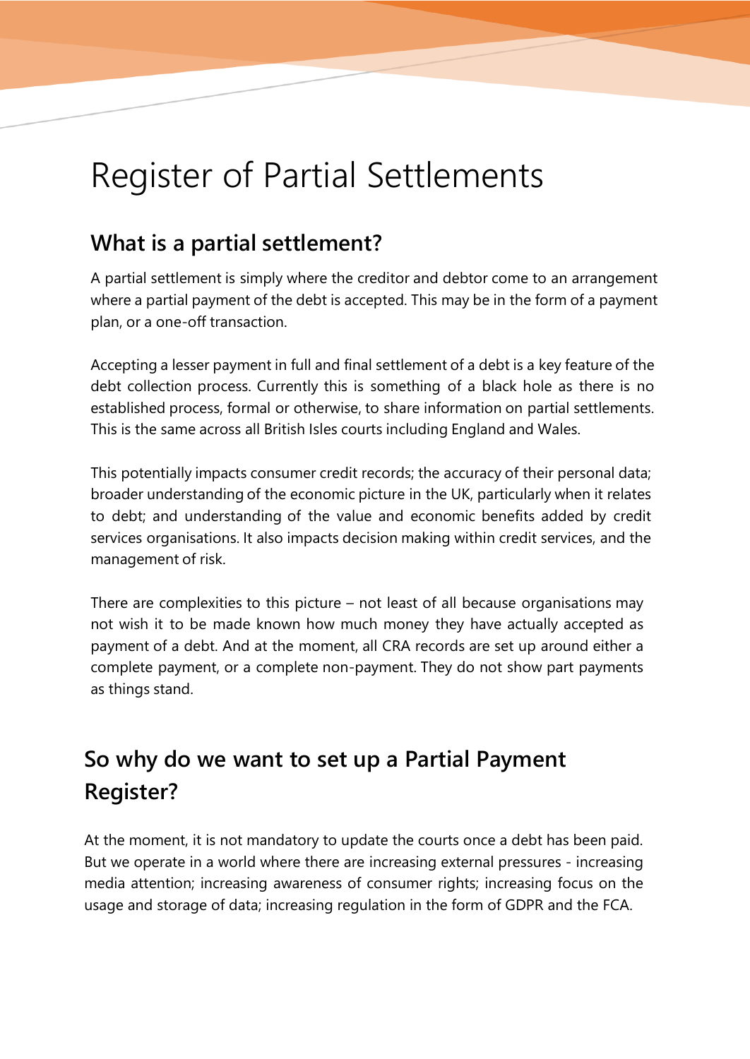# Register of Partial Settlements

## What is a partial settlement?

A partial settlement is simply where the creditor and debtor come to an arrangement where a partial payment of the debt is accepted. This may be in the form of a payment plan, or a one-off transaction.

Accepting a lesser payment in full and final settlement of a debt is a key feature of the debt collection process. Currently this is something of a black hole as there is no established process, formal or otherwise, to share information on partial settlements. This is the same across all British Isles courts including England and Wales.

This potentially impacts consumer credit records; the accuracy of their personal data; broader understanding of the economic picture in the UK, particularly when it relates to debt; and understanding of the value and economic benefits added by credit services organisations. It also impacts decision making within credit services, and the management of risk.

There are complexities to this picture – not least of all because organisations may not wish it to be made known how much money they have actually accepted as payment of a debt. And at the moment, all CRA records are set up around either a complete payment, or a complete non-payment. They do not show part payments as things stand.

## So why do we want to set up a Partial Payment Register?

At the moment, it is not mandatory to update the courts once a debt has been paid. But we operate in a world where there are increasing external pressures - increasing media attention; increasing awareness of consumer rights; increasing focus on the usage and storage of data; increasing regulation in the form of GDPR and the FCA.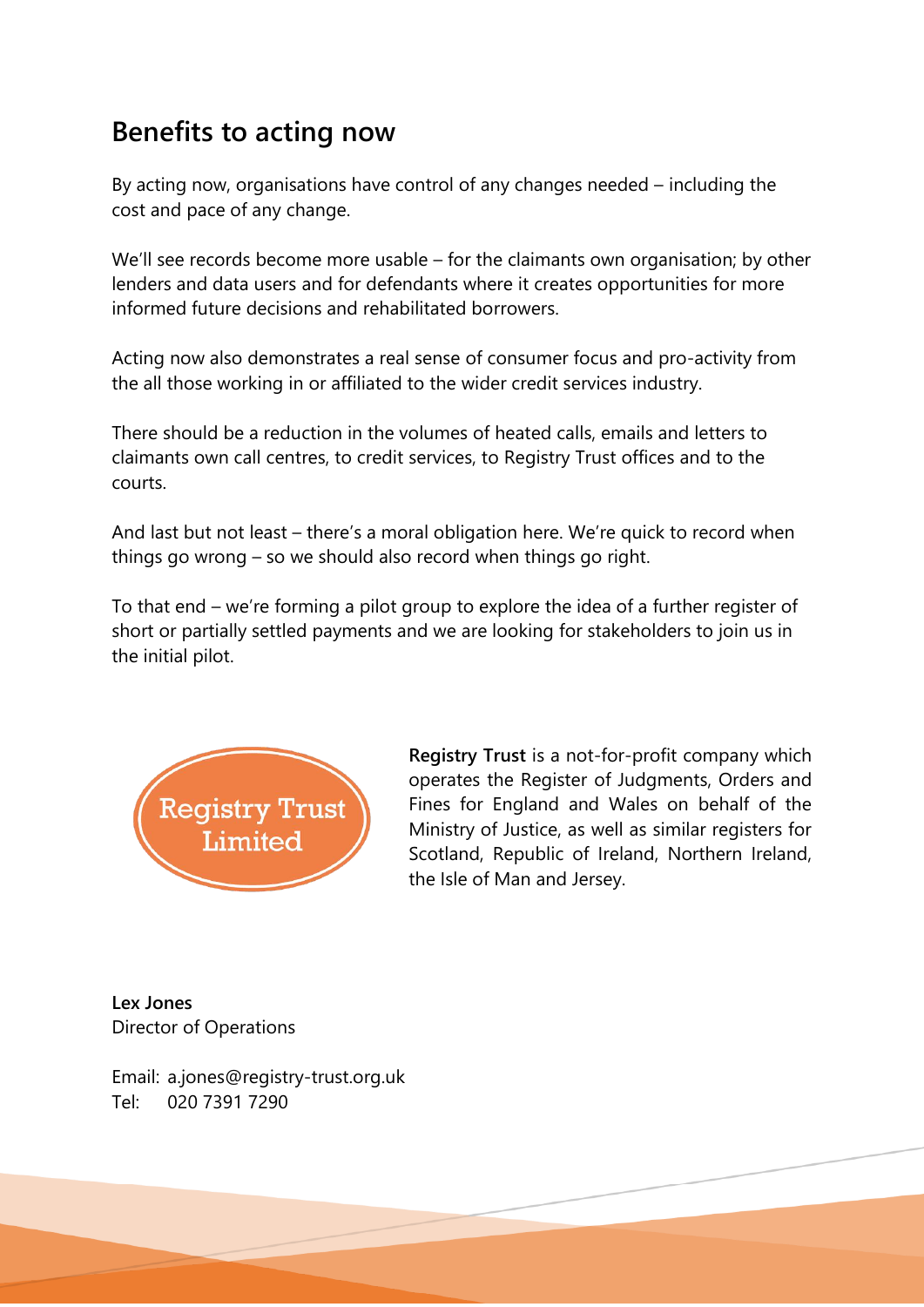## Benefits to acting now

By acting now, organisations have control of any changes needed – including the cost and pace of any change.

We'll see records become more usable – for the claimants own organisation; by other lenders and data users and for defendants where it creates opportunities for more informed future decisions and rehabilitated borrowers.

Acting now also demonstrates a real sense of consumer focus and pro-activity from the all those working in or affiliated to the wider credit services industry.

There should be a reduction in the volumes of heated calls, emails and letters to claimants own call centres, to credit services, to Registry Trust offices and to the courts.

And last but not least – there's a moral obligation here. We're quick to record when things go wrong – so we should also record when things go right.

To that end – we're forming a pilot group to explore the idea of a further register of short or partially settled payments and we are looking for stakeholders to join us in the initial pilot.

Registry Trust Limited

**Registry Trust** is a not-for-profit company which operates the Register of Judgments, Orders and Fines for England and Wales on behalf of the Ministry of Justice, as well as similar registers for Scotland, Republic of Ireland, Northern Ireland, the Isle of Man and Jersey.

**Lex Jones**
Director of Operations

Email: a.jones@registry-trust.org.uk
Tel: 020 7391 7290